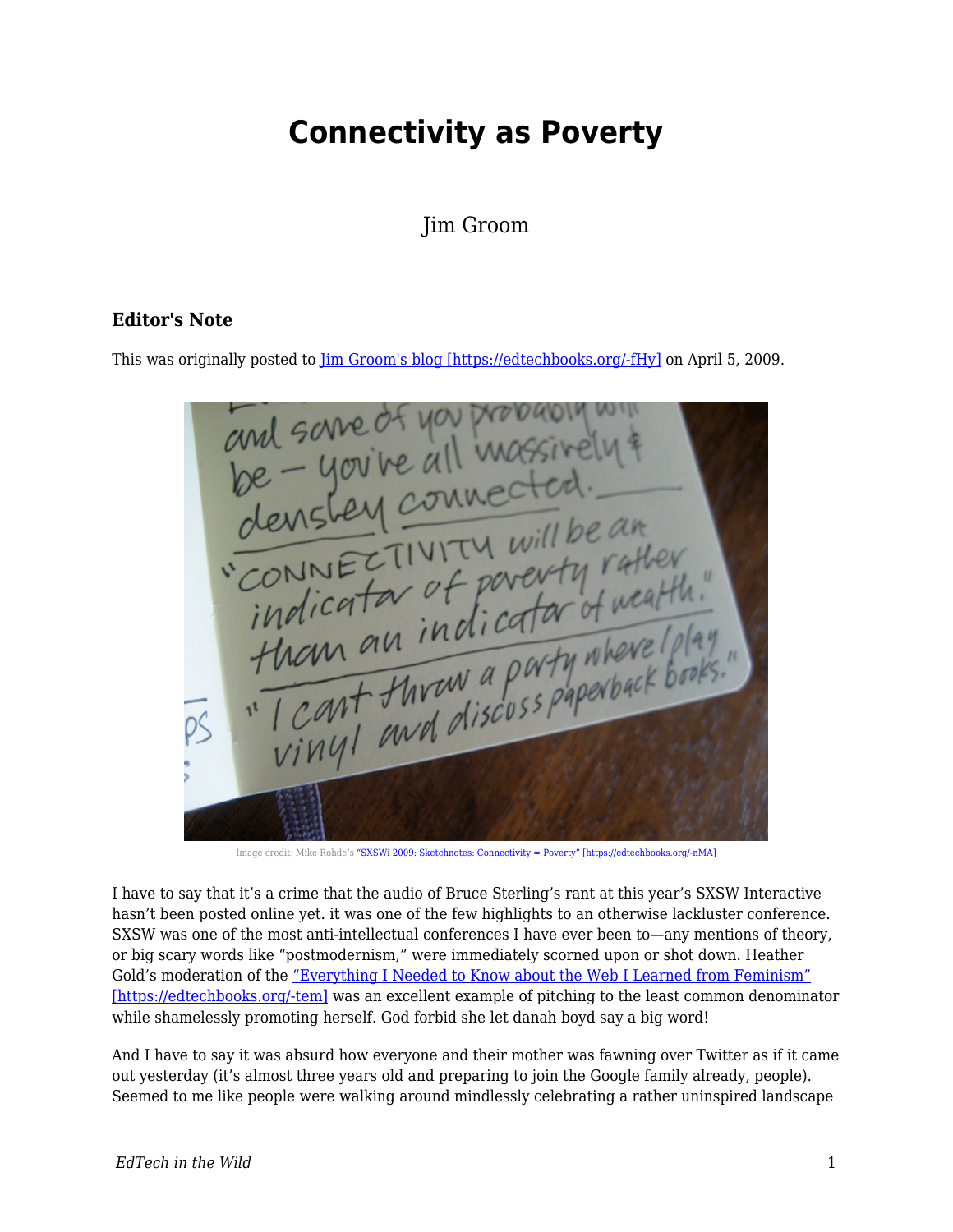# Connectivity as Poverty

Jim Groom

### Editor's Note

This was originally posted to [Jim Groom's blog [https://edtechbooks.org/-fHy]](https://edtechbooks.org/-fHy) on April 5, 2009.

Image credit: Mike Rohde's ["SXSWi 2009: Sketchnotes: Connectivity = Poverty" [https://edtechbooks.org/-nMA]](https://edtechbooks.org/-nMA)

I have to say that it's a crime that the audio of Bruce Sterling's rant at this year's SXSW Interactive hasn't been posted online yet. it was one of the few highlights to an otherwise lackluster conference. SXSW was one of the most anti-intellectual conferences I have ever been to—any mentions of theory, or big scary words like "postmodernism," were immediately scorned upon or shot down. Heather Gold's moderation of the ["Everything I Needed to Know about the Web I Learned from Feminism" [https://edtechbooks.org/-tem]](https://edtechbooks.org/-tem) was an excellent example of pitching to the least common denominator while shamelessly promoting herself. God forbid she let danah boyd say a big word!

And I have to say it was absurd how everyone and their mother was fawning over Twitter as if it came out yesterday (it's almost three years old and preparing to join the Google family already, people). Seemed to me like people were walking around mindlessly celebrating a rather uninspired landscape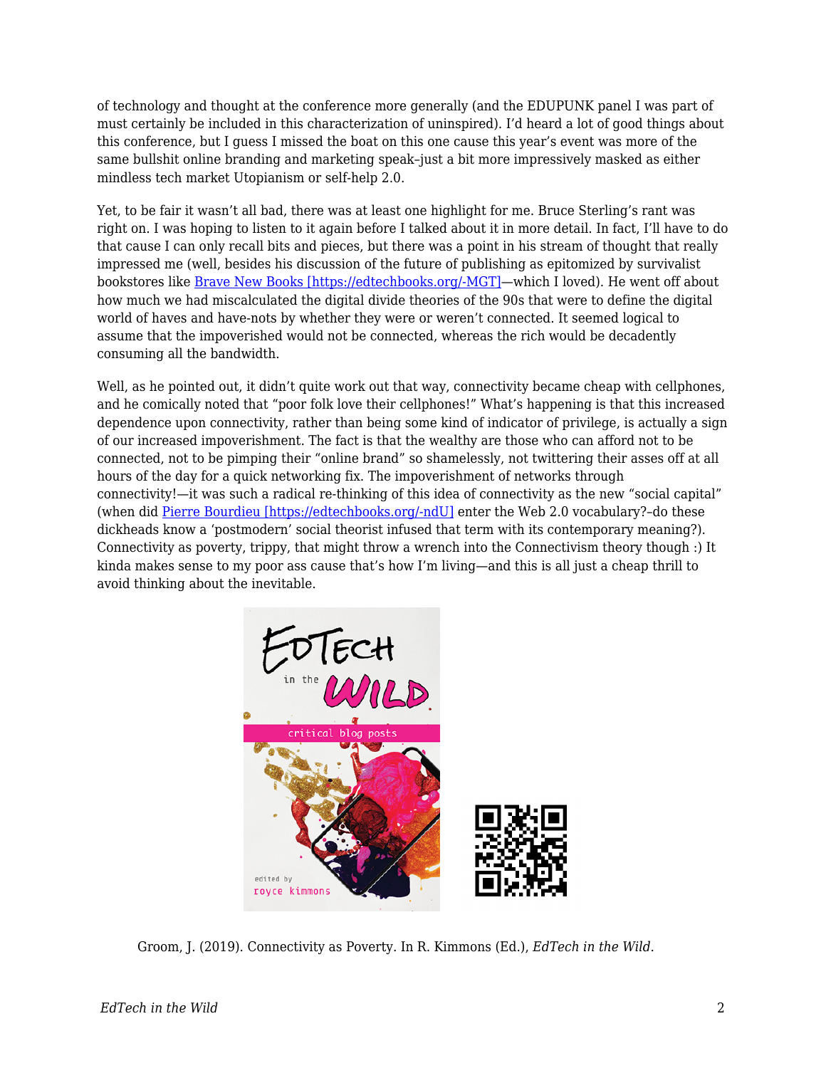of technology and thought at the conference more generally (and the EDUPUNK panel I was part of must certainly be included in this characterization of uninspired). I'd heard a lot of good things about this conference, but I guess I missed the boat on this one cause this year's event was more of the same bullshit online branding and marketing speak–just a bit more impressively masked as either mindless tech market Utopianism or self-help 2.0.

Yet, to be fair it wasn't all bad, there was at least one highlight for me. Bruce Sterling's rant was right on. I was hoping to listen to it again before I talked about it in more detail. In fact, I'll have to do that cause I can only recall bits and pieces, but there was a point in his stream of thought that really impressed me (well, besides his discussion of the future of publishing as epitomized by survivalist bookstores like [Brave New Books [https://edtechbooks.org/-MGT]](https://edtechbooks.org/-MGT)—which I loved). He went off about how much we had miscalculated the digital divide theories of the 90s that were to define the digital world of haves and have-nots by whether they were or weren't connected. It seemed logical to assume that the impoverished would not be connected, whereas the rich would be decadently consuming all the bandwidth.

Well, as he pointed out, it didn't quite work out that way, connectivity became cheap with cellphones, and he comically noted that "poor folk love their cellphones!" What's happening is that this increased dependence upon connectivity, rather than being some kind of indicator of privilege, is actually a sign of our increased impoverishment. The fact is that the wealthy are those who can afford not to be connected, not to be pimping their "online brand" so shamelessly, not twittering their asses off at all hours of the day for a quick networking fix. The impoverishment of networks through connectivity!—it was such a radical re-thinking of this idea of connectivity as the new "social capital" (when did [Pierre Bourdieu [https://edtechbooks.org/-ndU]](https://edtechbooks.org/-ndU) enter the Web 2.0 vocabulary?–do these dickheads know a 'postmodern' social theorist infused that term with its contemporary meaning?). Connectivity as poverty, trippy, that might throw a wrench into the Connectivism theory though :) It kinda makes sense to my poor ass cause that's how I'm living—and this is all just a cheap thrill to avoid thinking about the inevitable.

Groom, J. (2019). Connectivity as Poverty. In R. Kimmons (Ed.), *EdTech in the Wild*.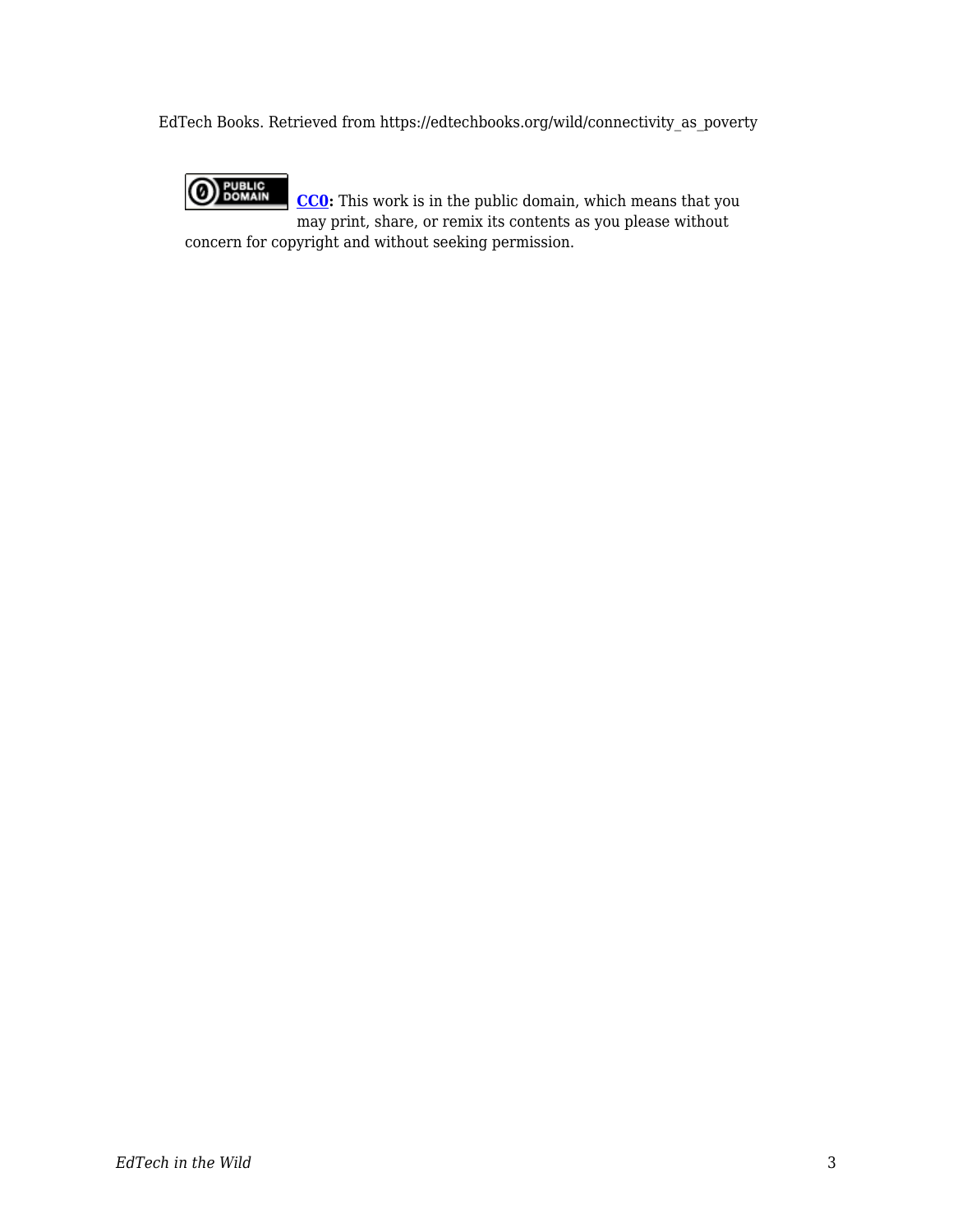EdTech Books. Retrieved from https://edtechbooks.org/wild/connectivity_as_poverty

**[CC0](https://creativecommons.org/publicdomain/zero/1.0/):** This work is in the public domain, which means that you may print, share, or remix its contents as you please without concern for copyright and without seeking permission.